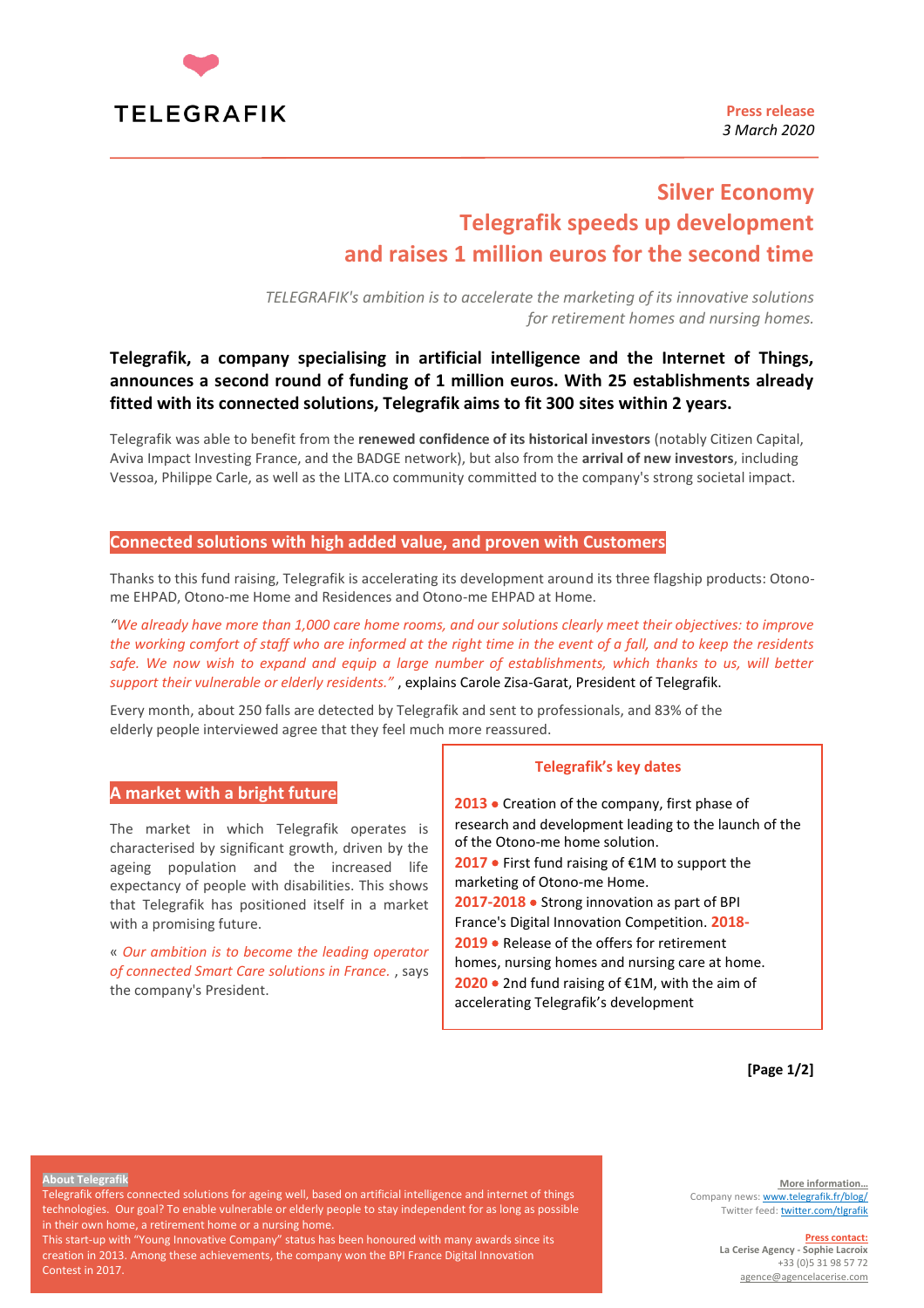TELEGRAFIK

**Press release**
*3 March 2020*

# Silver Economy
# Telegrafik speeds up development and raises 1 million euros for the second time

*TELEGRAFIK's ambition is to accelerate the marketing of its innovative solutions for retirement homes and nursing homes.*

**Telegrafik, a company specialising in artificial intelligence and the Internet of Things, announces a second round of funding of 1 million euros. With 25 establishments already fitted with its connected solutions, Telegrafik aims to fit 300 sites within 2 years.**

Telegrafik was able to benefit from the **renewed confidence of its historical investors** (notably Citizen Capital, Aviva Impact Investing France, and the BADGE network), but also from the **arrival of new investors**, including Vessoa, Philippe Carle, as well as the LITA.co community committed to the company's strong societal impact.

## Connected solutions with high added value, and proven with Customers

Thanks to this fund raising, Telegrafik is accelerating its development around its three flagship products: Otono-me EHPAD, Otono-me Home and Residences and Otono-me EHPAD at Home.

*"We already have more than 1,000 care home rooms, and our solutions clearly meet their objectives: to improve the working comfort of staff who are informed at the right time in the event of a fall, and to keep the residents safe. We now wish to expand and equip a large number of establishments, which thanks to us, will better support their vulnerable or elderly residents."* , explains Carole Zisa-Garat, President of Telegrafik.

Every month, about 250 falls are detected by Telegrafik and sent to professionals, and 83% of the elderly people interviewed agree that they feel much more reassured.

## A market with a bright future

The market in which Telegrafik operates is characterised by significant growth, driven by the ageing population and the increased life expectancy of people with disabilities. This shows that Telegrafik has positioned itself in a market with a promising future.

« *Our ambition is to become the leading operator of connected Smart Care solutions in France.* , says the company's President.

### Telegrafik's key dates

**2013** ● Creation of the company, first phase of research and development leading to the launch of the of the Otono-me home solution.
**2017** ● First fund raising of €1M to support the marketing of Otono-me Home.
**2017-2018** ● Strong innovation as part of BPI France's Digital Innovation Competition.
**2018-2019** ● Release of the offers for retirement homes, nursing homes and nursing care at home.
**2020** ● 2nd fund raising of €1M, with the aim of accelerating Telegrafik's development

**[Page 1/2]**

**About Telegrafik**
Telegrafik offers connected solutions for ageing well, based on artificial intelligence and internet of things technologies. Our goal? To enable vulnerable or elderly people to stay independent for as long as possible in their own home, a retirement home or a nursing home.
This start-up with "Young Innovative Company" status has been honoured with many awards since its creation in 2013. Among these achievements, the company won the BPI France Digital Innovation Contest in 2017.

**More information...**
Company news: www.telegrafik.fr/blog/
Twitter feed: twitter.com/tlgrafik

**Press contact:**
**La Cerise Agency - Sophie Lacroix**
+33 (0)5 31 98 57 72
agence@agencelacerise.com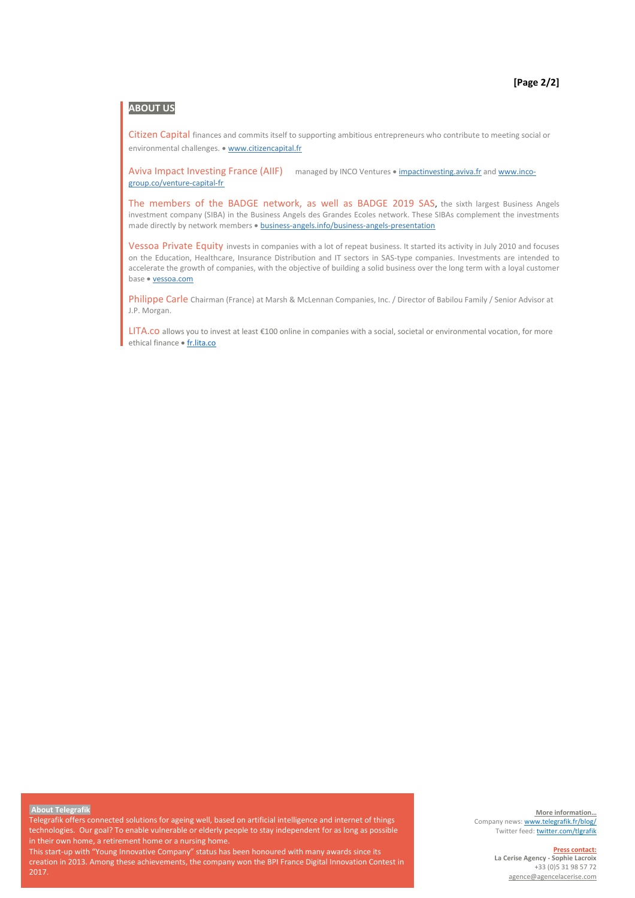## ABOUT US

Citizen Capital finances and commits itself to supporting ambitious entrepreneurs who contribute to meeting social or environmental challenges. • www.citizencapital.fr

Aviva Impact Investing France (AIIF) managed by INCO Ventures • impactinvesting.aviva.fr and www.inco-group.co/venture-capital-fr

The members of the BADGE network, as well as BADGE 2019 SAS, the sixth largest Business Angels investment company (SIBA) in the Business Angels des Grandes Ecoles network. These SIBAs complement the investments made directly by network members • business-angels.info/business-angels-presentation

Vessoa Private Equity invests in companies with a lot of repeat business. It started its activity in July 2010 and focuses on the Education, Healthcare, Insurance Distribution and IT sectors in SAS-type companies. Investments are intended to accelerate the growth of companies, with the objective of building a solid business over the long term with a loyal customer base • vessoa.com

Philippe Carle Chairman (France) at Marsh & McLennan Companies, Inc. / Director of Babilou Family / Senior Advisor at J.P. Morgan.

LITA.co allows you to invest at least €100 online in companies with a social, societal or environmental vocation, for more ethical finance • fr.lita.co

**About Telegrafik**

Telegrafik offers connected solutions for ageing well, based on artificial intelligence and internet of things technologies. Our goal? To enable vulnerable or elderly people to stay independent for as long as possible in their own home, a retirement home or a nursing home.

This start-up with "Young Innovative Company" status has been honoured with many awards since its creation in 2013. Among these achievements, the company won the BPI France Digital Innovation Contest in 2017.

**More information...**

Company news: www.telegrafik.fr/blog/

Twitter feed: twitter.com/tlgrafik

**Press contact:**

**La Cerise Agency - Sophie Lacroix**

+33 (0)5 31 98 57 72

agence@agencelacerise.com